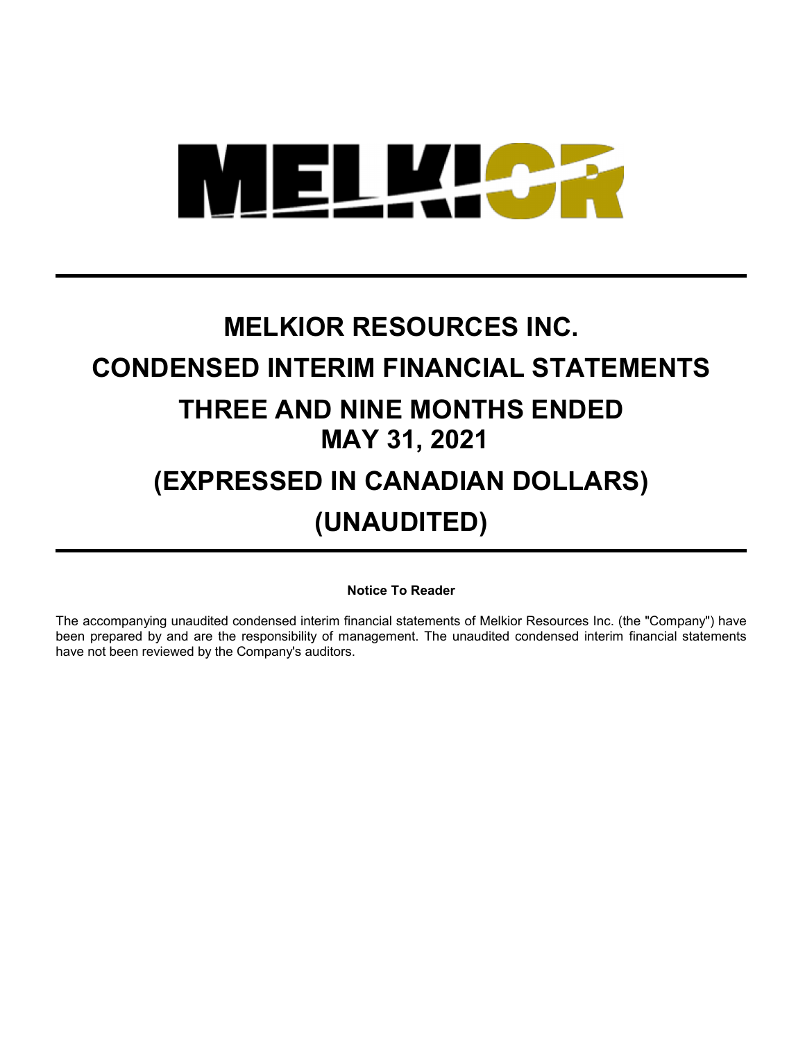# MELKIOR RESOURCES INC.

# CONDENSED INTERIM FINANCIAL STATEMENTS

# THREE AND NINE MONTHS ENDED MAY 31, 2021

# (EXPRESSED IN CANADIAN DOLLARS)

# (UNAUDITED)

**Notice To Reader**

The accompanying unaudited condensed interim financial statements of Melkior Resources Inc. (the "Company") have been prepared by and are the responsibility of management. The unaudited condensed interim financial statements have not been reviewed by the Company's auditors.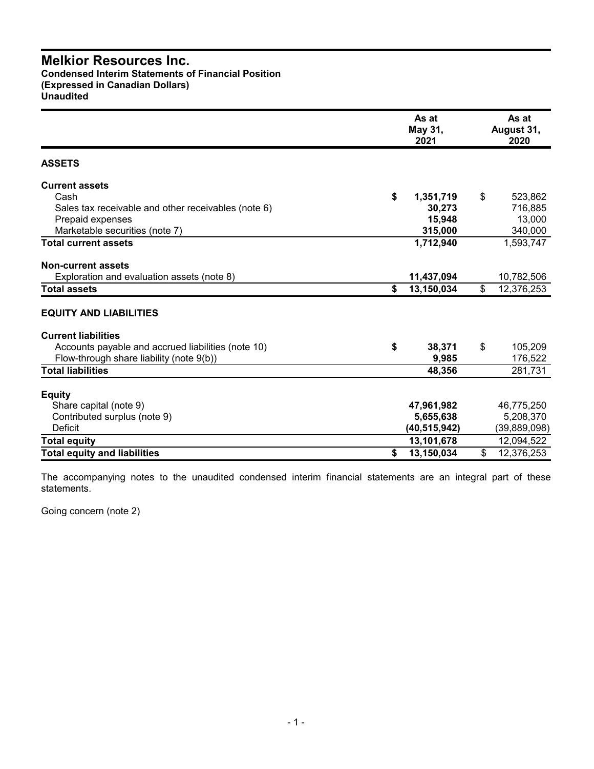# Melkior Resources Inc.

**Condensed Interim Statements of Financial Position**
**(Expressed in Canadian Dollars)**
**Unaudited**

| | As at May 31, 2021 | As at August 31, 2020 |
|---|---|---|
| **ASSETS** | | |
| **Current assets** | | |
| Cash | **$ 1,351,719** | $ 523,862 |
| Sales tax receivable and other receivables (note 6) | **30,273** | 716,885 |
| Prepaid expenses | **15,948** | 13,000 |
| Marketable securities (note 7) | **315,000** | 340,000 |
| **Total current assets** | **1,712,940** | 1,593,747 |
| **Non-current assets** | | |
| Exploration and evaluation assets (note 8) | **11,437,094** | 10,782,506 |
| **Total assets** | **$ 13,150,034** | $ 12,376,253 |
| **EQUITY AND LIABILITIES** | | |
| **Current liabilities** | | |
| Accounts payable and accrued liabilities (note 10) | **$ 38,371** | $ 105,209 |
| Flow-through share liability (note 9(b)) | **9,985** | 176,522 |
| **Total liabilities** | **48,356** | 281,731 |
| **Equity** | | |
| Share capital (note 9) | **47,961,982** | 46,775,250 |
| Contributed surplus (note 9) | **5,655,638** | 5,208,370 |
| Deficit | **(40,515,942)** | (39,889,098) |
| **Total equity** | **13,101,678** | 12,094,522 |
| **Total equity and liabilities** | **$ 13,150,034** | $ 12,376,253 |

The accompanying notes to the unaudited condensed interim financial statements are an integral part of these statements.

Going concern (note 2)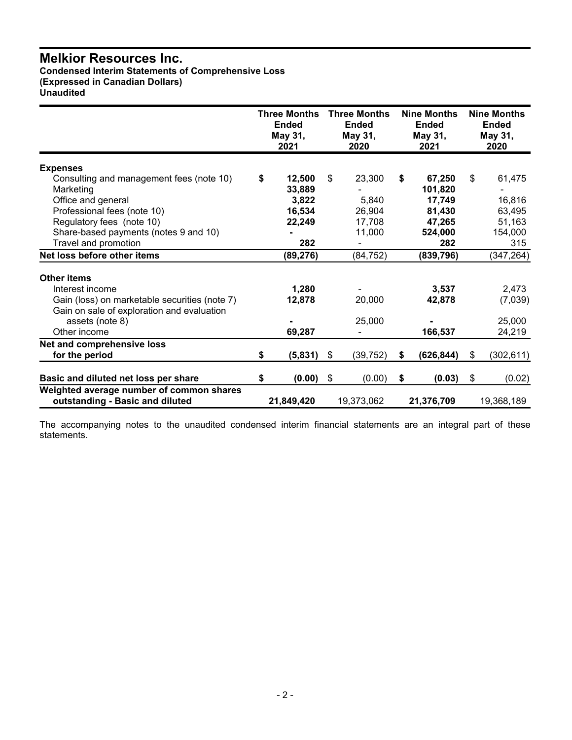# Melkior Resources Inc.

**Condensed Interim Statements of Comprehensive Loss**
**(Expressed in Canadian Dollars)**
**Unaudited**

| | Three Months Ended May 31, 2021 | Three Months Ended May 31, 2020 | Nine Months Ended May 31, 2021 | Nine Months Ended May 31, 2020 |
|---|---|---|---|---|
| **Expenses** | | | | |
| Consulting and management fees (note 10) | **$ 12,500** | $ 23,300 | **$ 67,250** | $ 61,475 |
| Marketing | **33,889** | - | **101,820** | - |
| Office and general | **3,822** | 5,840 | **17,749** | 16,816 |
| Professional fees (note 10) | **16,534** | 26,904 | **81,430** | 63,495 |
| Regulatory fees (note 10) | **22,249** | 17,708 | **47,265** | 51,163 |
| Share-based payments (notes 9 and 10) | **-** | 11,000 | **524,000** | 154,000 |
| Travel and promotion | **282** | - | **282** | 315 |
| **Net loss before other items** | **(89,276)** | (84,752) | **(839,796)** | (347,264) |
| **Other items** | | | | |
| Interest income | **1,280** | - | **3,537** | 2,473 |
| Gain (loss) on marketable securities (note 7) | **12,878** | 20,000 | **42,878** | (7,039) |
| Gain on sale of exploration and evaluation assets (note 8) | **-** | 25,000 | **-** | 25,000 |
| Other income | **69,287** | - | **166,537** | 24,219 |
| **Net and comprehensive loss for the period** | **$ (5,831)** | $ (39,752) | **$ (626,844)** | $ (302,611) |
| **Basic and diluted net loss per share** | **$ (0.00)** | $ (0.00) | **$ (0.03)** | $ (0.02) |
| **Weighted average number of common shares outstanding - Basic and diluted** | **21,849,420** | 19,373,062 | **21,376,709** | 19,368,189 |

The accompanying notes to the unaudited condensed interim financial statements are an integral part of these statements.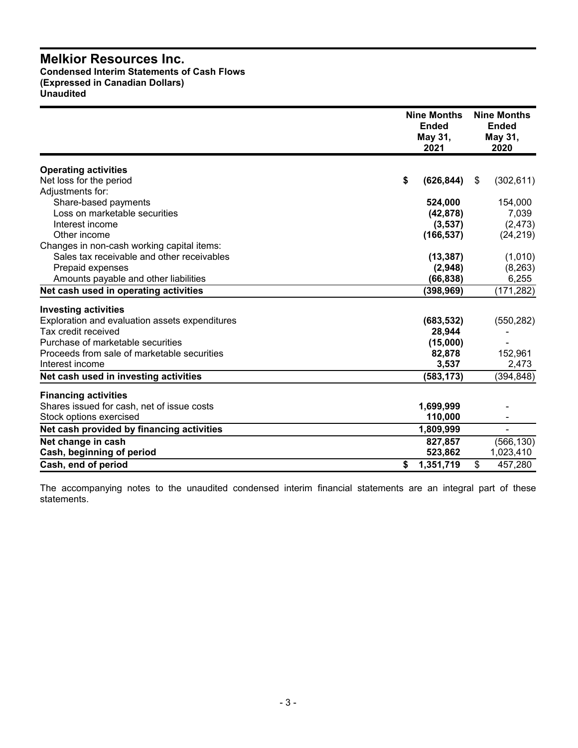# Melkior Resources Inc.

**Condensed Interim Statements of Cash Flows**
**(Expressed in Canadian Dollars)**
**Unaudited**

| | Nine Months Ended May 31, 2021 | Nine Months Ended May 31, 2020 |
|---|---|---|
| **Operating activities** | | |
| Net loss for the period | **$ (626,844)** | $ (302,611) |
| Adjustments for: | | |
| Share-based payments | **524,000** | 154,000 |
| Loss on marketable securities | **(42,878)** | 7,039 |
| Interest income | **(3,537)** | (2,473) |
| Other income | **(166,537)** | (24,219) |
| Changes in non-cash working capital items: | | |
| Sales tax receivable and other receivables | **(13,387)** | (1,010) |
| Prepaid expenses | **(2,948)** | (8,263) |
| Amounts payable and other liabilities | **(66,838)** | 6,255 |
| **Net cash used in operating activities** | **(398,969)** | (171,282) |
| **Investing activities** | | |
| Exploration and evaluation assets expenditures | **(683,532)** | (550,282) |
| Tax credit received | **28,944** | - |
| Purchase of marketable securities | **(15,000)** | - |
| Proceeds from sale of marketable securities | **82,878** | 152,961 |
| Interest income | **3,537** | 2,473 |
| **Net cash used in investing activities** | **(583,173)** | (394,848) |
| **Financing activities** | | |
| Shares issued for cash, net of issue costs | **1,699,999** | - |
| Stock options exercised | **110,000** | - |
| **Net cash provided by financing activities** | **1,809,999** | - |
| **Net change in cash** | **827,857** | (566,130) |
| **Cash, beginning of period** | **523,862** | 1,023,410 |
| **Cash, end of period** | **$ 1,351,719** | $ 457,280 |

The accompanying notes to the unaudited condensed interim financial statements are an integral part of these statements.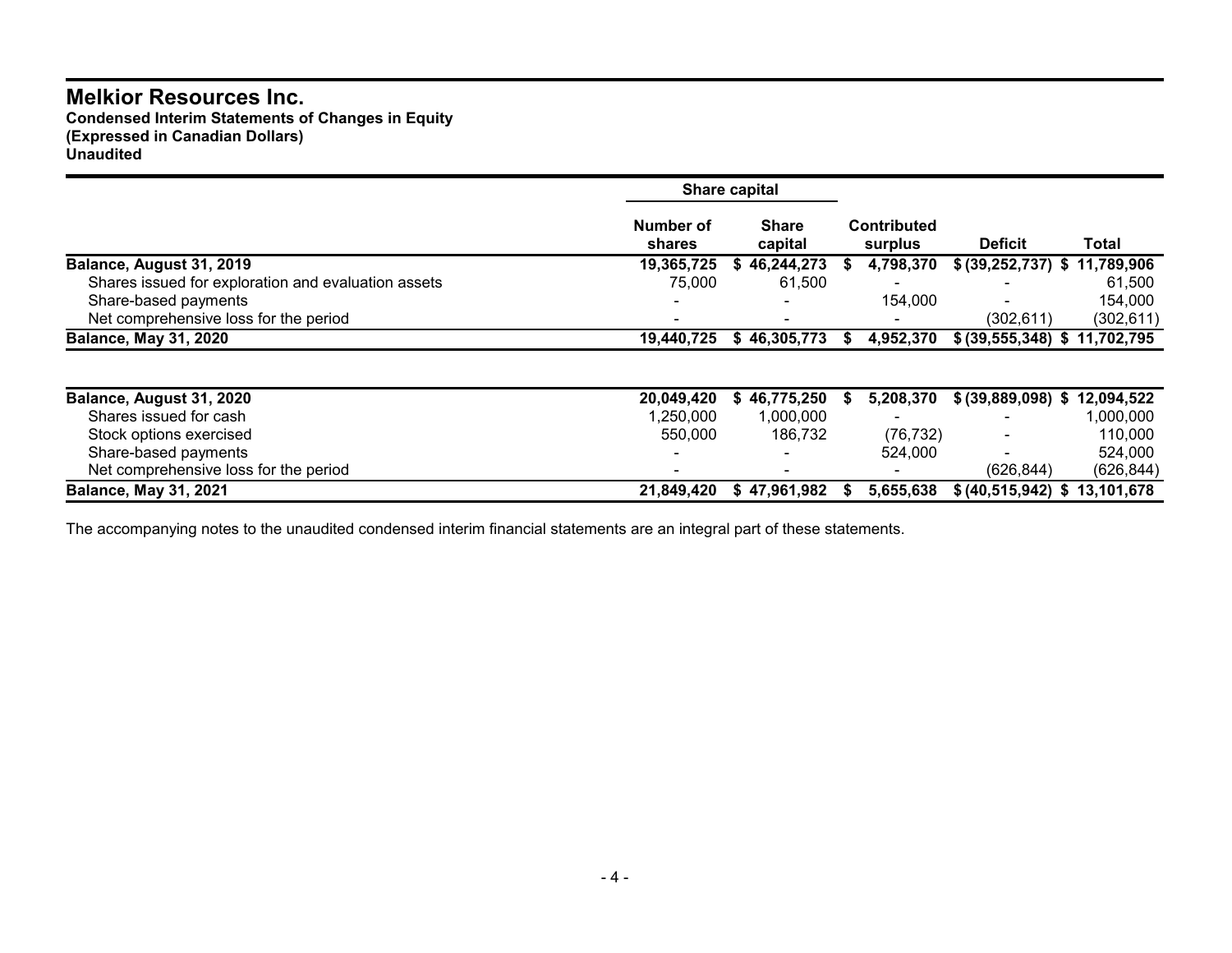# Melkior Resources Inc.

**Condensed Interim Statements of Changes in Equity**
**(Expressed in Canadian Dollars)**
**Unaudited**

| | Share capital | | | | |
|---|---|---|---|---|---|
| | Number of shares | Share capital | Contributed surplus | Deficit | Total |
| **Balance, August 31, 2019** | **19,365,725** | **$ 46,244,273** | **$ 4,798,370** | **$ (39,252,737)** | **$ 11,789,906** |
| Shares issued for exploration and evaluation assets | 75,000 | 61,500 | - | - | 61,500 |
| Share-based payments | - | - | 154,000 | - | 154,000 |
| Net comprehensive loss for the period | - | - | - | (302,611) | (302,611) |
| **Balance, May 31, 2020** | **19,440,725** | **$ 46,305,773** | **$ 4,952,370** | **$ (39,555,348)** | **$ 11,702,795** |
| | | | | | |
| **Balance, August 31, 2020** | **20,049,420** | **$ 46,775,250** | **$ 5,208,370** | **$ (39,889,098)** | **$ 12,094,522** |
| Shares issued for cash | 1,250,000 | 1,000,000 | - | - | 1,000,000 |
| Stock options exercised | 550,000 | 186,732 | (76,732) | - | 110,000 |
| Share-based payments | - | - | 524,000 | - | 524,000 |
| Net comprehensive loss for the period | - | - | - | (626,844) | (626,844) |
| **Balance, May 31, 2021** | **21,849,420** | **$ 47,961,982** | **$ 5,655,638** | **$ (40,515,942)** | **$ 13,101,678** |

The accompanying notes to the unaudited condensed interim financial statements are an integral part of these statements.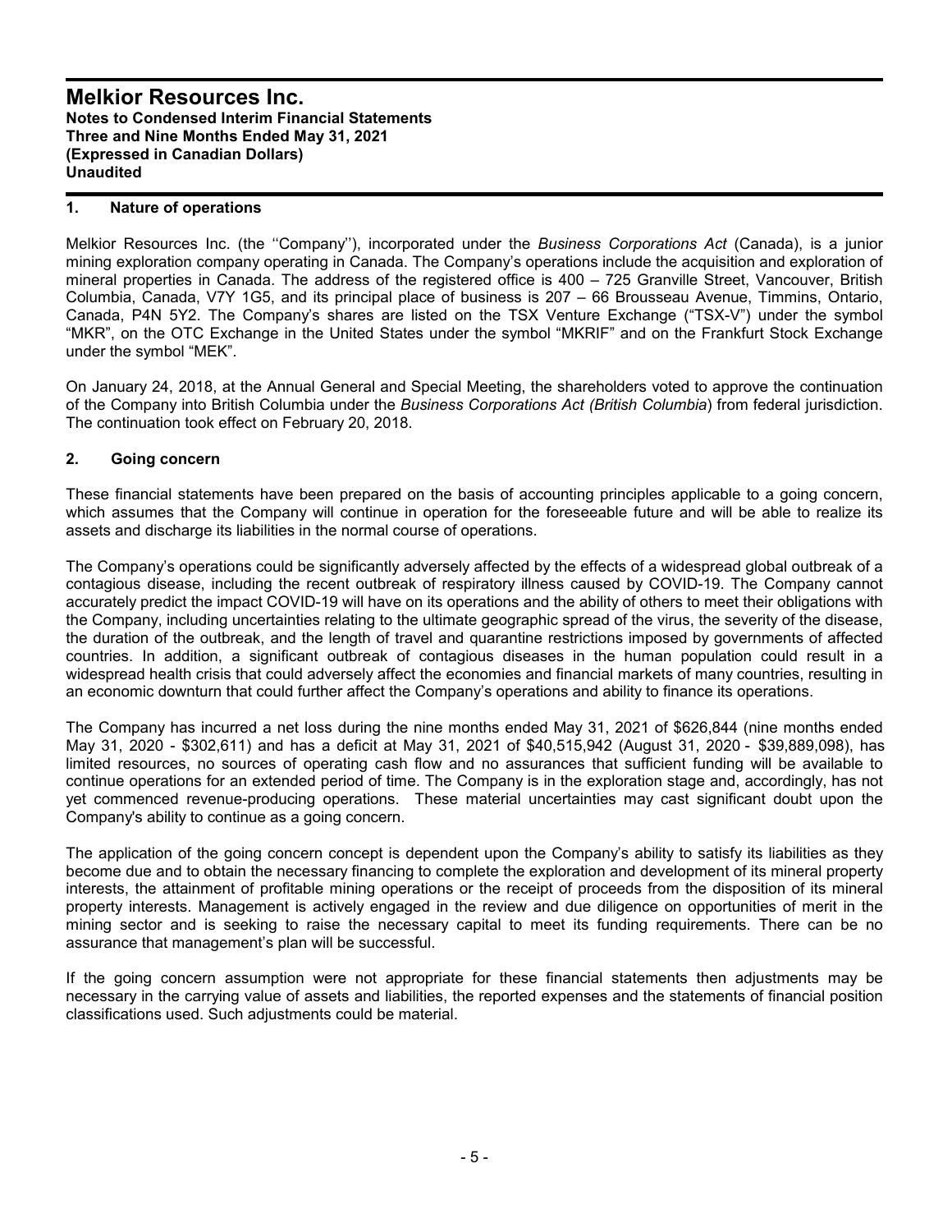# Melkior Resources Inc.

**Notes to Condensed Interim Financial Statements**
**Three and Nine Months Ended May 31, 2021**
**(Expressed in Canadian Dollars)**
**Unaudited**

## 1. Nature of operations

Melkior Resources Inc. (the ''Company''), incorporated under the *Business Corporations Act* (Canada), is a junior mining exploration company operating in Canada. The Company's operations include the acquisition and exploration of mineral properties in Canada. The address of the registered office is 400 – 725 Granville Street, Vancouver, British Columbia, Canada, V7Y 1G5, and its principal place of business is 207 – 66 Brousseau Avenue, Timmins, Ontario, Canada, P4N 5Y2. The Company's shares are listed on the TSX Venture Exchange ("TSX-V") under the symbol "MKR", on the OTC Exchange in the United States under the symbol "MKRIF" and on the Frankfurt Stock Exchange under the symbol "MEK".

On January 24, 2018, at the Annual General and Special Meeting, the shareholders voted to approve the continuation of the Company into British Columbia under the *Business Corporations Act (British Columbia*) from federal jurisdiction. The continuation took effect on February 20, 2018.

## 2. Going concern

These financial statements have been prepared on the basis of accounting principles applicable to a going concern, which assumes that the Company will continue in operation for the foreseeable future and will be able to realize its assets and discharge its liabilities in the normal course of operations.

The Company's operations could be significantly adversely affected by the effects of a widespread global outbreak of a contagious disease, including the recent outbreak of respiratory illness caused by COVID-19. The Company cannot accurately predict the impact COVID-19 will have on its operations and the ability of others to meet their obligations with the Company, including uncertainties relating to the ultimate geographic spread of the virus, the severity of the disease, the duration of the outbreak, and the length of travel and quarantine restrictions imposed by governments of affected countries. In addition, a significant outbreak of contagious diseases in the human population could result in a widespread health crisis that could adversely affect the economies and financial markets of many countries, resulting in an economic downturn that could further affect the Company's operations and ability to finance its operations.

The Company has incurred a net loss during the nine months ended May 31, 2021 of $626,844 (nine months ended May 31, 2020 - $302,611) and has a deficit at May 31, 2021 of $40,515,942 (August 31, 2020 - $39,889,098), has limited resources, no sources of operating cash flow and no assurances that sufficient funding will be available to continue operations for an extended period of time. The Company is in the exploration stage and, accordingly, has not yet commenced revenue-producing operations. These material uncertainties may cast significant doubt upon the Company's ability to continue as a going concern.

The application of the going concern concept is dependent upon the Company's ability to satisfy its liabilities as they become due and to obtain the necessary financing to complete the exploration and development of its mineral property interests, the attainment of profitable mining operations or the receipt of proceeds from the disposition of its mineral property interests. Management is actively engaged in the review and due diligence on opportunities of merit in the mining sector and is seeking to raise the necessary capital to meet its funding requirements. There can be no assurance that management's plan will be successful.

If the going concern assumption were not appropriate for these financial statements then adjustments may be necessary in the carrying value of assets and liabilities, the reported expenses and the statements of financial position classifications used. Such adjustments could be material.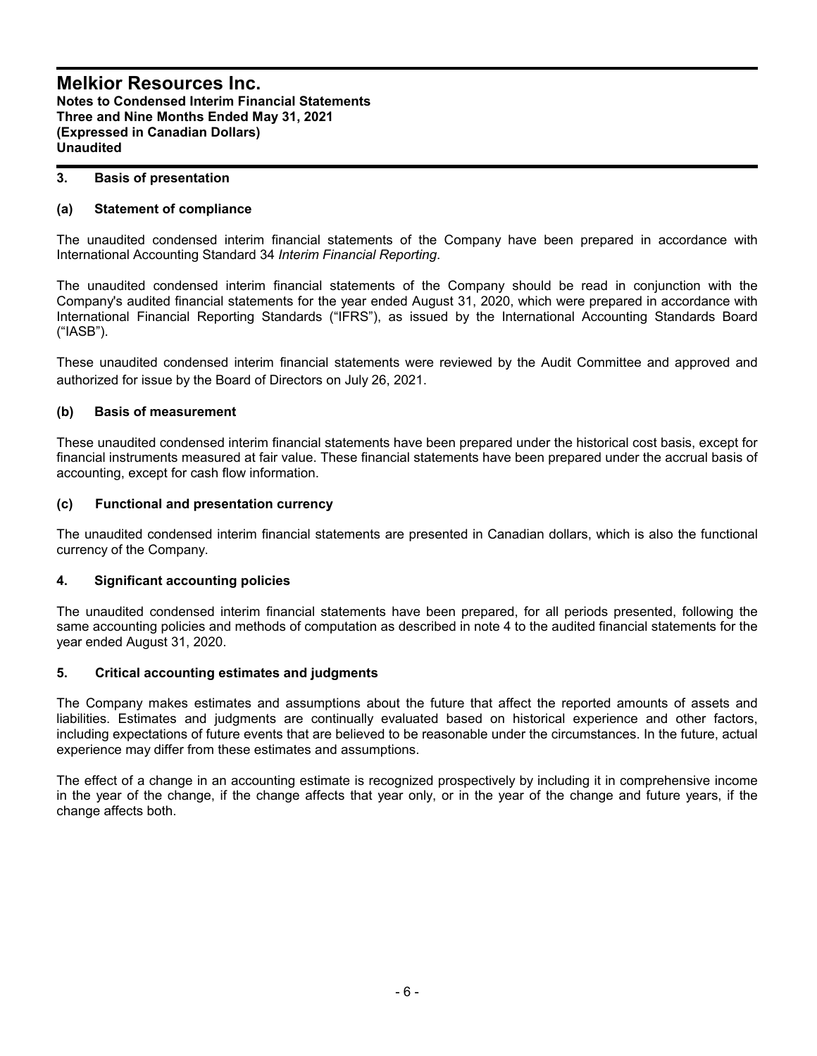## 3. Basis of presentation

### (a) Statement of compliance

The unaudited condensed interim financial statements of the Company have been prepared in accordance with International Accounting Standard 34 *Interim Financial Reporting*.

The unaudited condensed interim financial statements of the Company should be read in conjunction with the Company's audited financial statements for the year ended August 31, 2020, which were prepared in accordance with International Financial Reporting Standards ("IFRS"), as issued by the International Accounting Standards Board ("IASB").

These unaudited condensed interim financial statements were reviewed by the Audit Committee and approved and authorized for issue by the Board of Directors on July 26, 2021.

### (b) Basis of measurement

These unaudited condensed interim financial statements have been prepared under the historical cost basis, except for financial instruments measured at fair value. These financial statements have been prepared under the accrual basis of accounting, except for cash flow information.

### (c) Functional and presentation currency

The unaudited condensed interim financial statements are presented in Canadian dollars, which is also the functional currency of the Company.

## 4. Significant accounting policies

The unaudited condensed interim financial statements have been prepared, for all periods presented, following the same accounting policies and methods of computation as described in note 4 to the audited financial statements for the year ended August 31, 2020.

## 5. Critical accounting estimates and judgments

The Company makes estimates and assumptions about the future that affect the reported amounts of assets and liabilities. Estimates and judgments are continually evaluated based on historical experience and other factors, including expectations of future events that are believed to be reasonable under the circumstances. In the future, actual experience may differ from these estimates and assumptions.

The effect of a change in an accounting estimate is recognized prospectively by including it in comprehensive income in the year of the change, if the change affects that year only, or in the year of the change and future years, if the change affects both.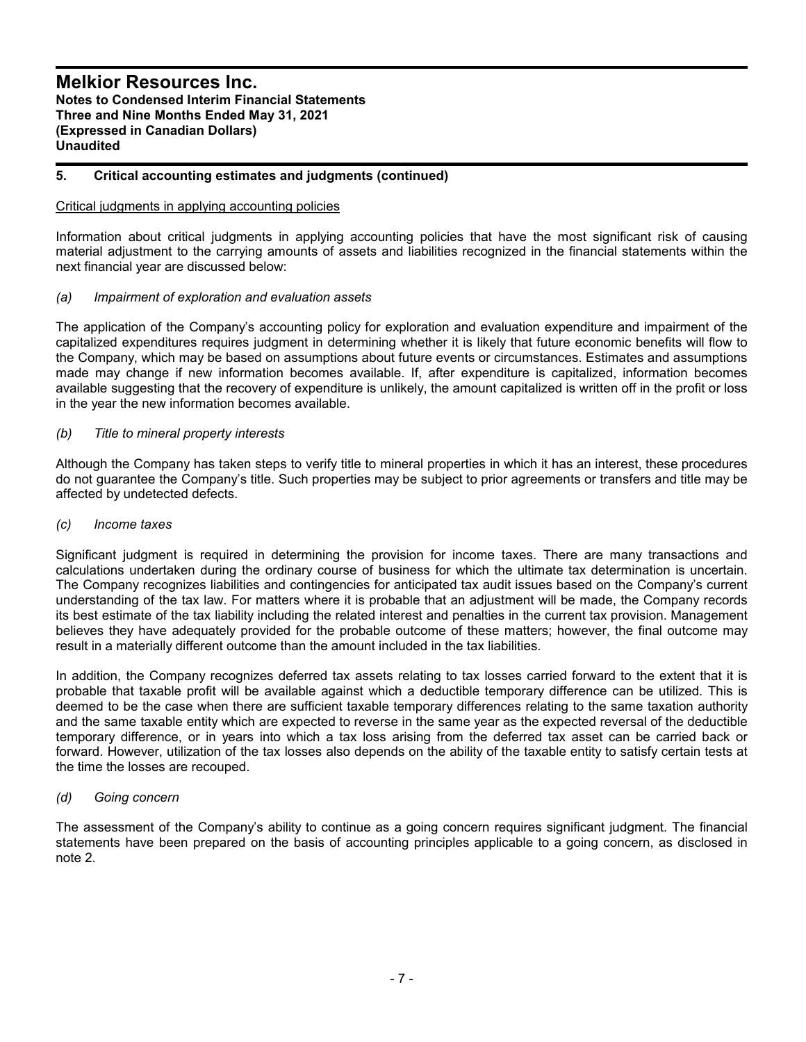## 5. Critical accounting estimates and judgments (continued)

Critical judgments in applying accounting policies

Information about critical judgments in applying accounting policies that have the most significant risk of causing material adjustment to the carrying amounts of assets and liabilities recognized in the financial statements within the next financial year are discussed below:

*(a) Impairment of exploration and evaluation assets*

The application of the Company's accounting policy for exploration and evaluation expenditure and impairment of the capitalized expenditures requires judgment in determining whether it is likely that future economic benefits will flow to the Company, which may be based on assumptions about future events or circumstances. Estimates and assumptions made may change if new information becomes available. If, after expenditure is capitalized, information becomes available suggesting that the recovery of expenditure is unlikely, the amount capitalized is written off in the profit or loss in the year the new information becomes available.

*(b) Title to mineral property interests*

Although the Company has taken steps to verify title to mineral properties in which it has an interest, these procedures do not guarantee the Company's title. Such properties may be subject to prior agreements or transfers and title may be affected by undetected defects.

*(c) Income taxes*

Significant judgment is required in determining the provision for income taxes. There are many transactions and calculations undertaken during the ordinary course of business for which the ultimate tax determination is uncertain. The Company recognizes liabilities and contingencies for anticipated tax audit issues based on the Company's current understanding of the tax law. For matters where it is probable that an adjustment will be made, the Company records its best estimate of the tax liability including the related interest and penalties in the current tax provision. Management believes they have adequately provided for the probable outcome of these matters; however, the final outcome may result in a materially different outcome than the amount included in the tax liabilities.

In addition, the Company recognizes deferred tax assets relating to tax losses carried forward to the extent that it is probable that taxable profit will be available against which a deductible temporary difference can be utilized. This is deemed to be the case when there are sufficient taxable temporary differences relating to the same taxation authority and the same taxable entity which are expected to reverse in the same year as the expected reversal of the deductible temporary difference, or in years into which a tax loss arising from the deferred tax asset can be carried back or forward. However, utilization of the tax losses also depends on the ability of the taxable entity to satisfy certain tests at the time the losses are recouped.

*(d) Going concern*

The assessment of the Company's ability to continue as a going concern requires significant judgment. The financial statements have been prepared on the basis of accounting principles applicable to a going concern, as disclosed in note 2.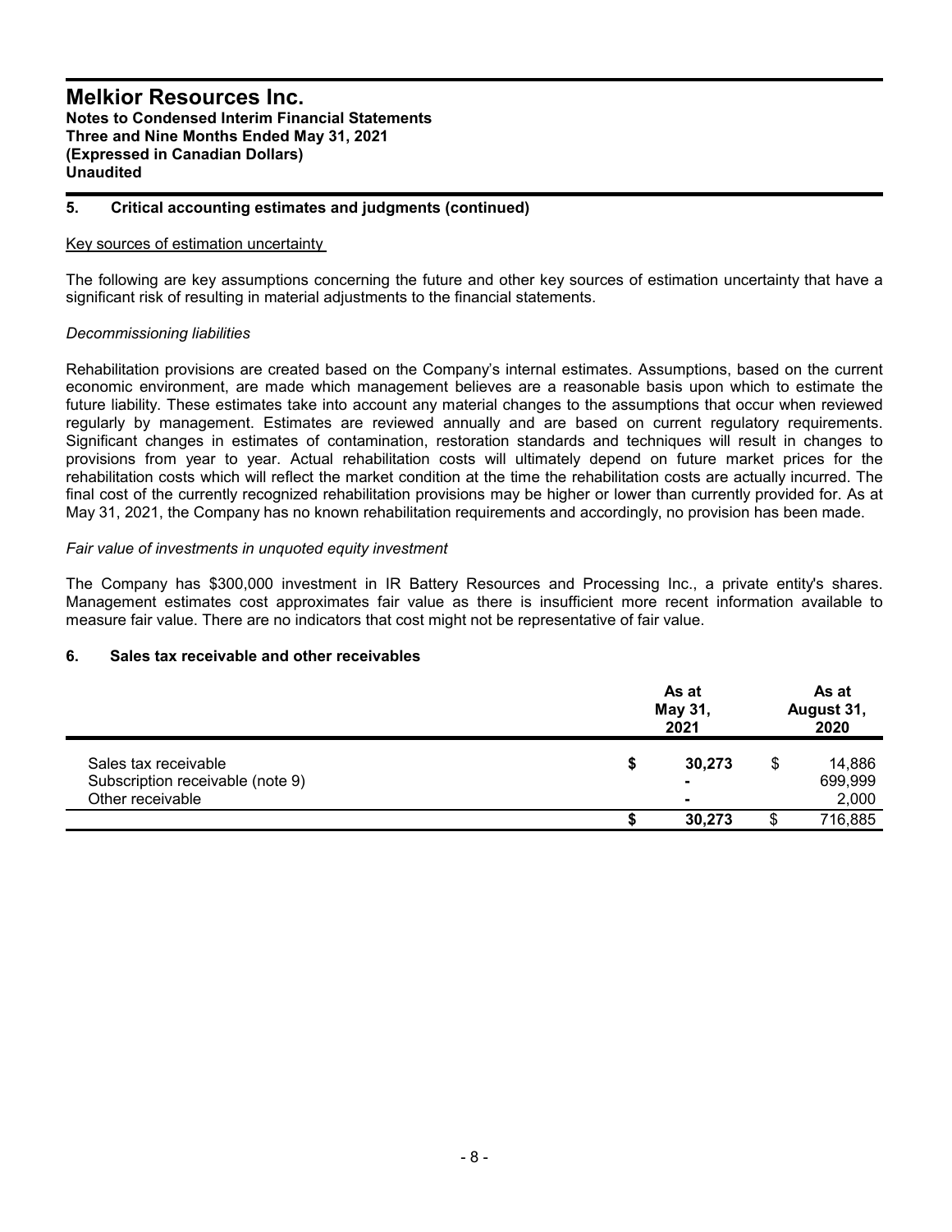## 5. Critical accounting estimates and judgments (continued)

Key sources of estimation uncertainty

The following are key assumptions concerning the future and other key sources of estimation uncertainty that have a significant risk of resulting in material adjustments to the financial statements.

*Decommissioning liabilities*

Rehabilitation provisions are created based on the Company's internal estimates. Assumptions, based on the current economic environment, are made which management believes are a reasonable basis upon which to estimate the future liability. These estimates take into account any material changes to the assumptions that occur when reviewed regularly by management. Estimates are reviewed annually and are based on current regulatory requirements. Significant changes in estimates of contamination, restoration standards and techniques will result in changes to provisions from year to year. Actual rehabilitation costs will ultimately depend on future market prices for the rehabilitation costs which will reflect the market condition at the time the rehabilitation costs are actually incurred. The final cost of the currently recognized rehabilitation provisions may be higher or lower than currently provided for. As at May 31, 2021, the Company has no known rehabilitation requirements and accordingly, no provision has been made.

*Fair value of investments in unquoted equity investment*

The Company has $300,000 investment in IR Battery Resources and Processing Inc., a private entity's shares. Management estimates cost approximates fair value as there is insufficient more recent information available to measure fair value. There are no indicators that cost might not be representative of fair value.

## 6. Sales tax receivable and other receivables

| | As at May 31, 2021 | As at August 31, 2020 |
|---|---|---|
| Sales tax receivable | $ 30,273 | $ 14,886 |
| Subscription receivable (note 9) | - | 699,999 |
| Other receivable | - | 2,000 |
| | $ 30,273 | $ 716,885 |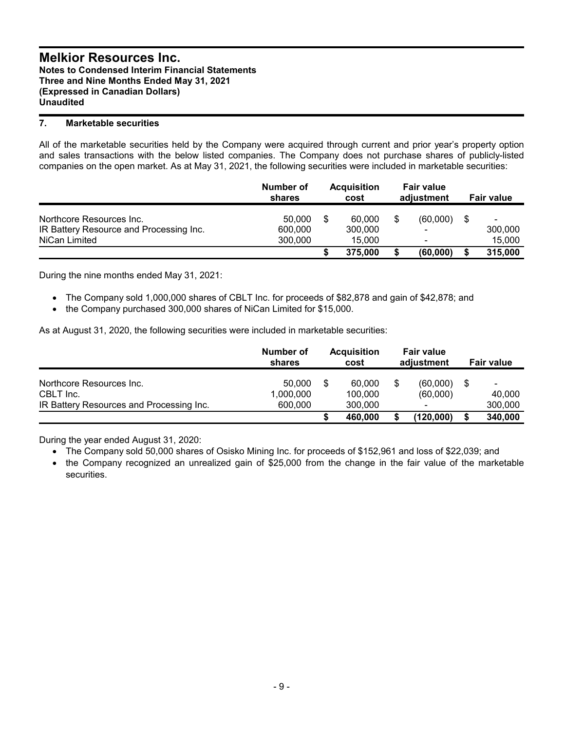## 7. Marketable securities

All of the marketable securities held by the Company were acquired through current and prior year's property option and sales transactions with the below listed companies. The Company does not purchase shares of publicly-listed companies on the open market. As at May 31, 2021, the following securities were included in marketable securities:

| | Number of shares | Acquisition cost | Fair value adjustment | Fair value |
|---|---|---|---|---|
| Northcore Resources Inc. | 50,000 | $ 60,000 | $ (60,000) | $ - |
| IR Battery Resource and Processing Inc. | 600,000 | 300,000 | - | 300,000 |
| NiCan Limited | 300,000 | 15,000 | - | 15,000 |
| | | **$ 375,000** | **$ (60,000)** | **$ 315,000** |

During the nine months ended May 31, 2021:

- The Company sold 1,000,000 shares of CBLT Inc. for proceeds of $82,878 and gain of $42,878; and
- the Company purchased 300,000 shares of NiCan Limited for $15,000.

As at August 31, 2020, the following securities were included in marketable securities:

| | Number of shares | Acquisition cost | Fair value adjustment | Fair value |
|---|---|---|---|---|
| Northcore Resources Inc. | 50,000 | $ 60,000 | $ (60,000) | $ - |
| CBLT Inc. | 1,000,000 | 100,000 | (60,000) | 40,000 |
| IR Battery Resources and Processing Inc. | 600,000 | 300,000 | - | 300,000 |
| | | **$ 460,000** | **$ (120,000)** | **$ 340,000** |

During the year ended August 31, 2020:

- The Company sold 50,000 shares of Osisko Mining Inc. for proceeds of $152,961 and loss of $22,039; and
- the Company recognized an unrealized gain of $25,000 from the change in the fair value of the marketable securities.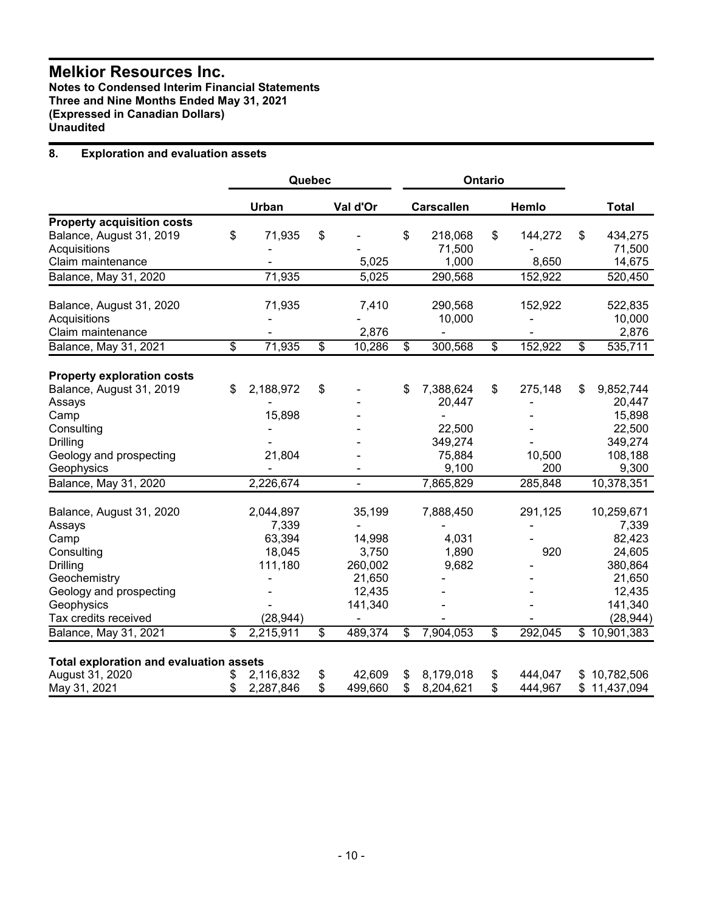# Melkior Resources Inc.

**Notes to Condensed Interim Financial Statements**
**Three and Nine Months Ended May 31, 2021**
**(Expressed in Canadian Dollars)**
**Unaudited**

## 8. Exploration and evaluation assets

| | Quebec | | Ontario | | |
|---|---|---|---|---|---|
| | Urban | Val d'Or | Carscallen | Hemlo | Total |
| **Property acquisition costs** | | | | | |
| Balance, August 31, 2019 | $ 71,935 | $ - | $ 218,068 | $ 144,272 | $ 434,275 |
| Acquisitions | - | - | 71,500 | - | 71,500 |
| Claim maintenance | - | 5,025 | 1,000 | 8,650 | 14,675 |
| Balance, May 31, 2020 | 71,935 | 5,025 | 290,568 | 152,922 | 520,450 |
| | | | | | |
| Balance, August 31, 2020 | 71,935 | 7,410 | 290,568 | 152,922 | 522,835 |
| Acquisitions | - | - | 10,000 | - | 10,000 |
| Claim maintenance | - | 2,876 | - | - | 2,876 |
| Balance, May 31, 2021 | $ 71,935 | $ 10,286 | $ 300,568 | $ 152,922 | $ 535,711 |
| | | | | | |
| **Property exploration costs** | | | | | |
| Balance, August 31, 2019 | $ 2,188,972 | $ - | $ 7,388,624 | $ 275,148 | $ 9,852,744 |
| Assays | - | - | 20,447 | - | 20,447 |
| Camp | 15,898 | - | - | - | 15,898 |
| Consulting | - | - | 22,500 | - | 22,500 |
| Drilling | - | - | 349,274 | - | 349,274 |
| Geology and prospecting | 21,804 | - | 75,884 | 10,500 | 108,188 |
| Geophysics | - | - | 9,100 | 200 | 9,300 |
| Balance, May 31, 2020 | 2,226,674 | - | 7,865,829 | 285,848 | 10,378,351 |
| | | | | | |
| Balance, August 31, 2020 | 2,044,897 | 35,199 | 7,888,450 | 291,125 | 10,259,671 |
| Assays | 7,339 | - | - | - | 7,339 |
| Camp | 63,394 | 14,998 | 4,031 | - | 82,423 |
| Consulting | 18,045 | 3,750 | 1,890 | 920 | 24,605 |
| Drilling | 111,180 | 260,002 | 9,682 | - | 380,864 |
| Geochemistry | - | 21,650 | - | - | 21,650 |
| Geology and prospecting | - | 12,435 | - | - | 12,435 |
| Geophysics | - | 141,340 | - | - | 141,340 |
| Tax credits received | (28,944) | - | - | - | (28,944) |
| Balance, May 31, 2021 | $ 2,215,911 | $ 489,374 | $ 7,904,053 | $ 292,045 | $ 10,901,383 |
| | | | | | |
| **Total exploration and evaluation assets** | | | | | |
| August 31, 2020 | $ 2,116,832 | $ 42,609 | $ 8,179,018 | $ 444,047 | $ 10,782,506 |
| May 31, 2021 | $ 2,287,846 | $ 499,660 | $ 8,204,621 | $ 444,967 | $ 11,437,094 |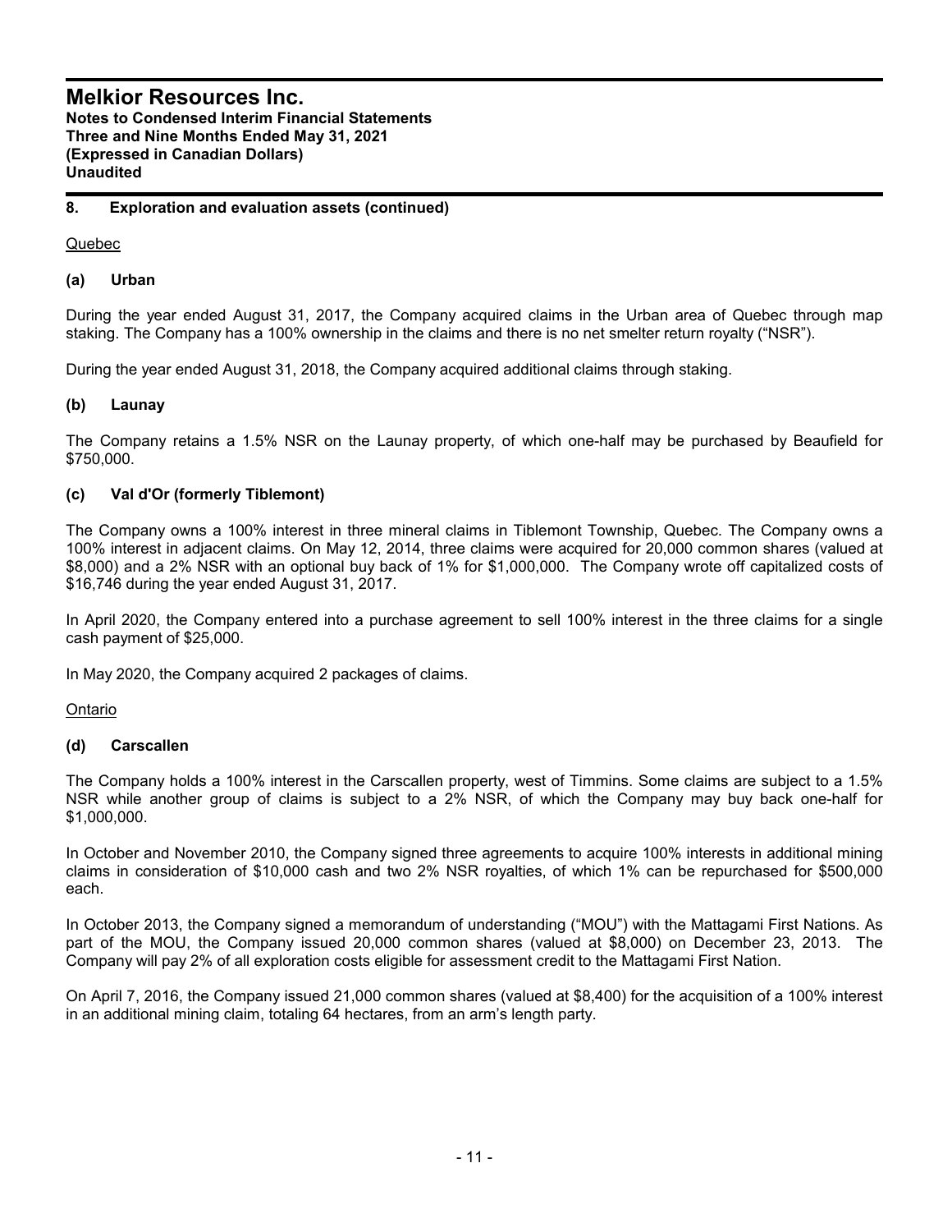## 8. Exploration and evaluation assets (continued)

Quebec

### (a) Urban

During the year ended August 31, 2017, the Company acquired claims in the Urban area of Quebec through map staking. The Company has a 100% ownership in the claims and there is no net smelter return royalty ("NSR").

During the year ended August 31, 2018, the Company acquired additional claims through staking.

### (b) Launay

The Company retains a 1.5% NSR on the Launay property, of which one-half may be purchased by Beaufield for $750,000.

### (c) Val d'Or (formerly Tiblemont)

The Company owns a 100% interest in three mineral claims in Tiblemont Township, Quebec. The Company owns a 100% interest in adjacent claims. On May 12, 2014, three claims were acquired for 20,000 common shares (valued at $8,000) and a 2% NSR with an optional buy back of 1% for $1,000,000. The Company wrote off capitalized costs of $16,746 during the year ended August 31, 2017.

In April 2020, the Company entered into a purchase agreement to sell 100% interest in the three claims for a single cash payment of $25,000.

In May 2020, the Company acquired 2 packages of claims.

Ontario

### (d) Carscallen

The Company holds a 100% interest in the Carscallen property, west of Timmins. Some claims are subject to a 1.5% NSR while another group of claims is subject to a 2% NSR, of which the Company may buy back one-half for $1,000,000.

In October and November 2010, the Company signed three agreements to acquire 100% interests in additional mining claims in consideration of $10,000 cash and two 2% NSR royalties, of which 1% can be repurchased for $500,000 each.

In October 2013, the Company signed a memorandum of understanding ("MOU") with the Mattagami First Nations. As part of the MOU, the Company issued 20,000 common shares (valued at $8,000) on December 23, 2013. The Company will pay 2% of all exploration costs eligible for assessment credit to the Mattagami First Nation.

On April 7, 2016, the Company issued 21,000 common shares (valued at $8,400) for the acquisition of a 100% interest in an additional mining claim, totaling 64 hectares, from an arm's length party.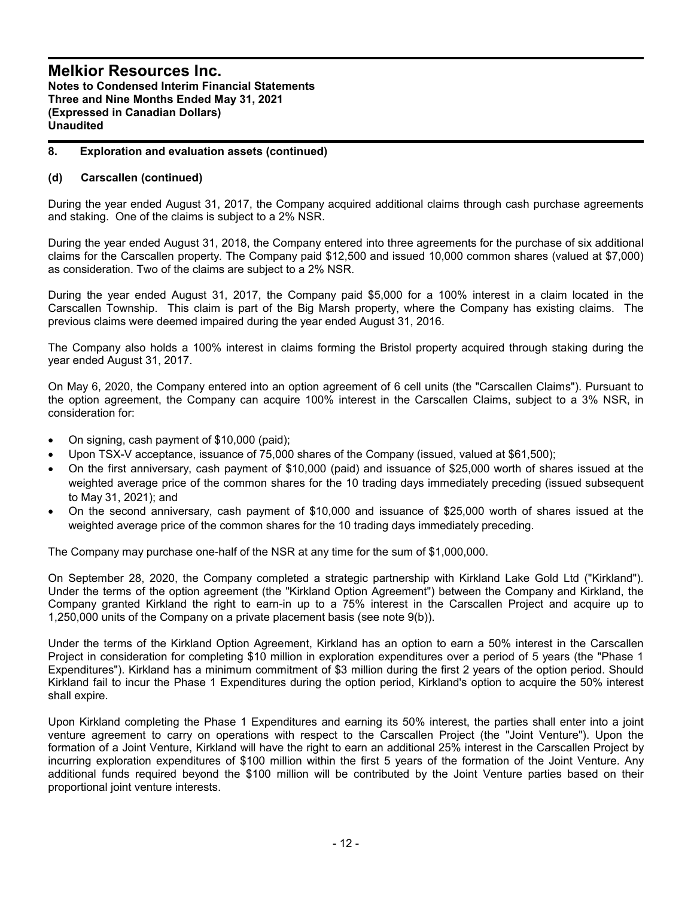## 8. Exploration and evaluation assets (continued)

### (d) Carscallen (continued)

During the year ended August 31, 2017, the Company acquired additional claims through cash purchase agreements and staking. One of the claims is subject to a 2% NSR.

During the year ended August 31, 2018, the Company entered into three agreements for the purchase of six additional claims for the Carscallen property. The Company paid $12,500 and issued 10,000 common shares (valued at $7,000) as consideration. Two of the claims are subject to a 2% NSR.

During the year ended August 31, 2017, the Company paid $5,000 for a 100% interest in a claim located in the Carscallen Township. This claim is part of the Big Marsh property, where the Company has existing claims. The previous claims were deemed impaired during the year ended August 31, 2016.

The Company also holds a 100% interest in claims forming the Bristol property acquired through staking during the year ended August 31, 2017.

On May 6, 2020, the Company entered into an option agreement of 6 cell units (the "Carscallen Claims"). Pursuant to the option agreement, the Company can acquire 100% interest in the Carscallen Claims, subject to a 3% NSR, in consideration for:

- On signing, cash payment of $10,000 (paid);
- Upon TSX-V acceptance, issuance of 75,000 shares of the Company (issued, valued at $61,500);
- On the first anniversary, cash payment of $10,000 (paid) and issuance of $25,000 worth of shares issued at the weighted average price of the common shares for the 10 trading days immediately preceding (issued subsequent to May 31, 2021); and
- On the second anniversary, cash payment of $10,000 and issuance of $25,000 worth of shares issued at the weighted average price of the common shares for the 10 trading days immediately preceding.

The Company may purchase one-half of the NSR at any time for the sum of $1,000,000.

On September 28, 2020, the Company completed a strategic partnership with Kirkland Lake Gold Ltd ("Kirkland"). Under the terms of the option agreement (the "Kirkland Option Agreement") between the Company and Kirkland, the Company granted Kirkland the right to earn-in up to a 75% interest in the Carscallen Project and acquire up to 1,250,000 units of the Company on a private placement basis (see note 9(b)).

Under the terms of the Kirkland Option Agreement, Kirkland has an option to earn a 50% interest in the Carscallen Project in consideration for completing $10 million in exploration expenditures over a period of 5 years (the "Phase 1 Expenditures"). Kirkland has a minimum commitment of $3 million during the first 2 years of the option period. Should Kirkland fail to incur the Phase 1 Expenditures during the option period, Kirkland's option to acquire the 50% interest shall expire.

Upon Kirkland completing the Phase 1 Expenditures and earning its 50% interest, the parties shall enter into a joint venture agreement to carry on operations with respect to the Carscallen Project (the "Joint Venture"). Upon the formation of a Joint Venture, Kirkland will have the right to earn an additional 25% interest in the Carscallen Project by incurring exploration expenditures of $100 million within the first 5 years of the formation of the Joint Venture. Any additional funds required beyond the $100 million will be contributed by the Joint Venture parties based on their proportional joint venture interests.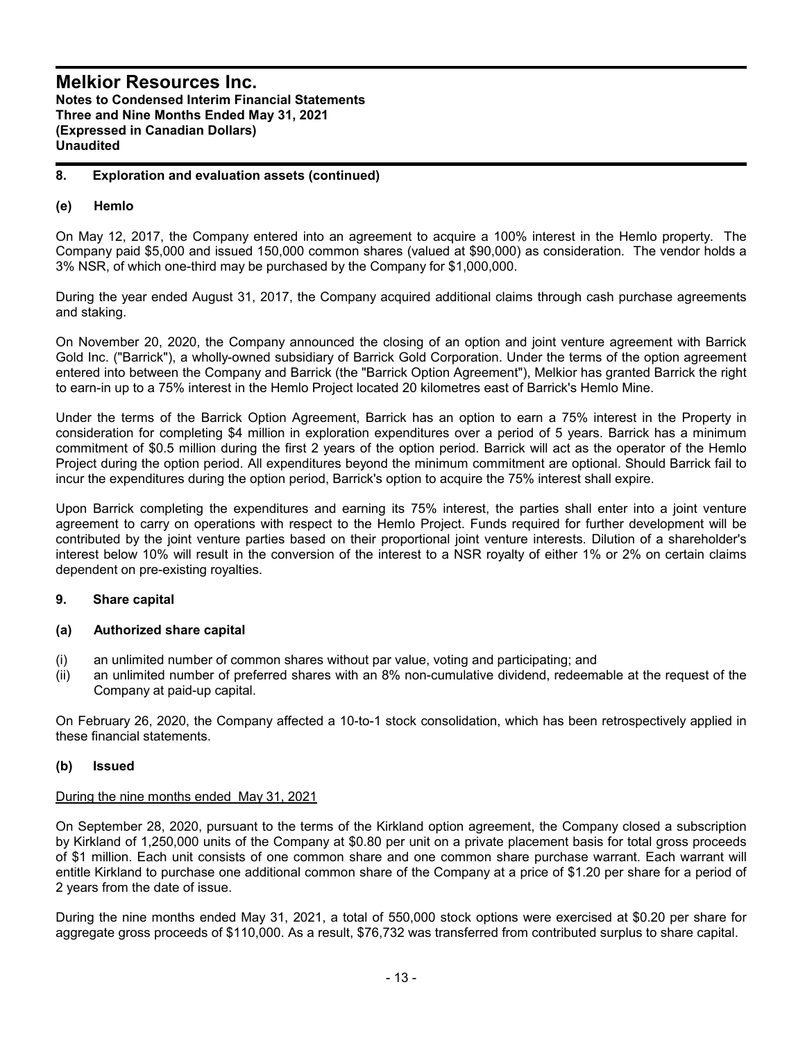## 8. Exploration and evaluation assets (continued)

### (e) Hemlo

On May 12, 2017, the Company entered into an agreement to acquire a 100% interest in the Hemlo property. The Company paid $5,000 and issued 150,000 common shares (valued at $90,000) as consideration. The vendor holds a 3% NSR, of which one-third may be purchased by the Company for $1,000,000.

During the year ended August 31, 2017, the Company acquired additional claims through cash purchase agreements and staking.

On November 20, 2020, the Company announced the closing of an option and joint venture agreement with Barrick Gold Inc. ("Barrick"), a wholly-owned subsidiary of Barrick Gold Corporation. Under the terms of the option agreement entered into between the Company and Barrick (the "Barrick Option Agreement"), Melkior has granted Barrick the right to earn-in up to a 75% interest in the Hemlo Project located 20 kilometres east of Barrick's Hemlo Mine.

Under the terms of the Barrick Option Agreement, Barrick has an option to earn a 75% interest in the Property in consideration for completing $4 million in exploration expenditures over a period of 5 years. Barrick has a minimum commitment of $0.5 million during the first 2 years of the option period. Barrick will act as the operator of the Hemlo Project during the option period. All expenditures beyond the minimum commitment are optional. Should Barrick fail to incur the expenditures during the option period, Barrick's option to acquire the 75% interest shall expire.

Upon Barrick completing the expenditures and earning its 75% interest, the parties shall enter into a joint venture agreement to carry on operations with respect to the Hemlo Project. Funds required for further development will be contributed by the joint venture parties based on their proportional joint venture interests. Dilution of a shareholder's interest below 10% will result in the conversion of the interest to a NSR royalty of either 1% or 2% on certain claims dependent on pre-existing royalties.

## 9. Share capital

### (a) Authorized share capital

(i) an unlimited number of common shares without par value, voting and participating; and
(ii) an unlimited number of preferred shares with an 8% non-cumulative dividend, redeemable at the request of the Company at paid-up capital.

On February 26, 2020, the Company affected a 10-to-1 stock consolidation, which has been retrospectively applied in these financial statements.

### (b) Issued

<u>During the nine months ended May 31, 2021</u>

On September 28, 2020, pursuant to the terms of the Kirkland option agreement, the Company closed a subscription by Kirkland of 1,250,000 units of the Company at $0.80 per unit on a private placement basis for total gross proceeds of $1 million. Each unit consists of one common share and one common share purchase warrant. Each warrant will entitle Kirkland to purchase one additional common share of the Company at a price of $1.20 per share for a period of 2 years from the date of issue.

During the nine months ended May 31, 2021, a total of 550,000 stock options were exercised at $0.20 per share for aggregate gross proceeds of $110,000. As a result, $76,732 was transferred from contributed surplus to share capital.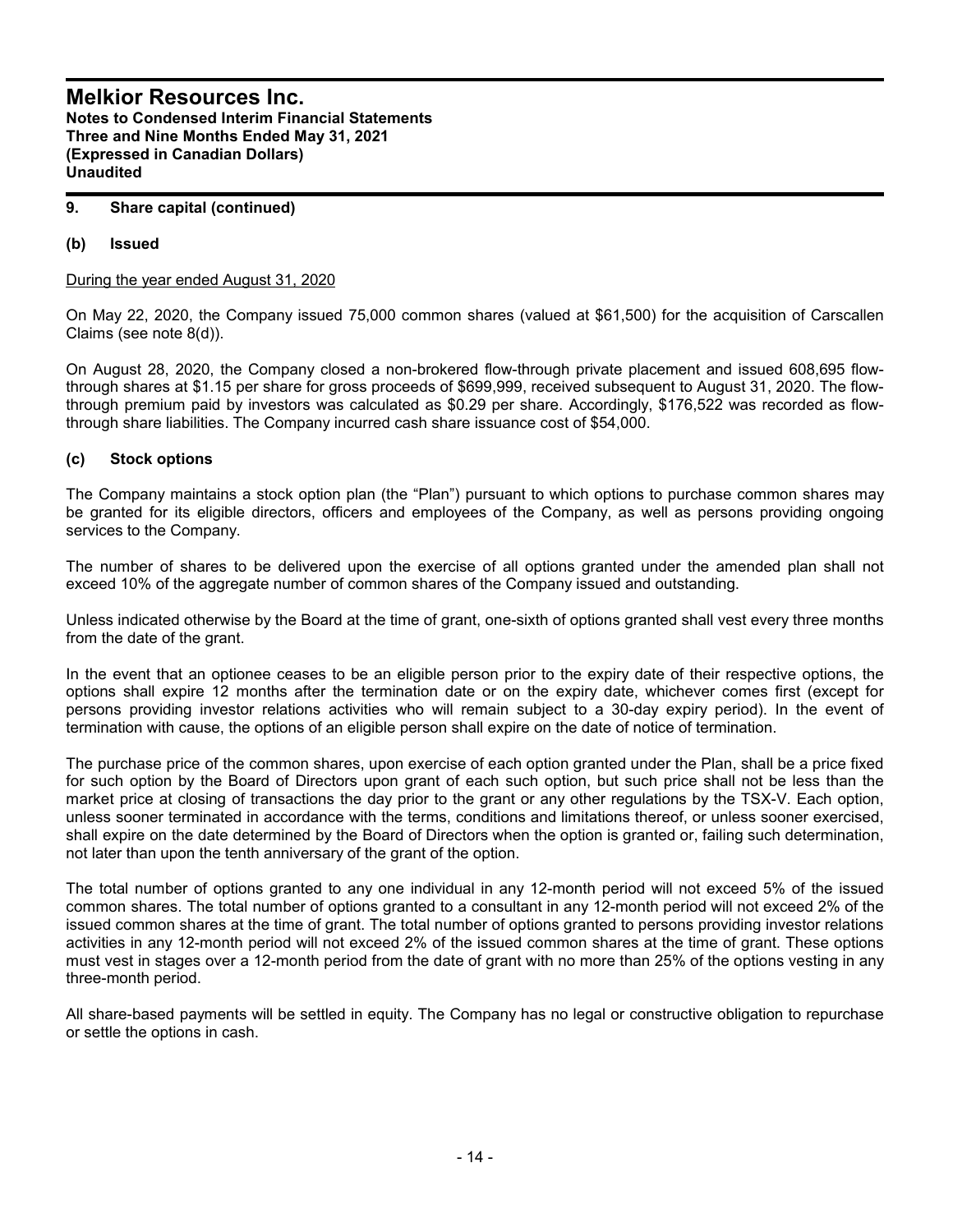# Melkior Resources Inc.
**Notes to Condensed Interim Financial Statements**
**Three and Nine Months Ended May 31, 2021**
**(Expressed in Canadian Dollars)**
**Unaudited**

## 9. Share capital (continued)

### (b) Issued

During the year ended August 31, 2020

On May 22, 2020, the Company issued 75,000 common shares (valued at $61,500) for the acquisition of Carscallen Claims (see note 8(d)).

On August 28, 2020, the Company closed a non-brokered flow-through private placement and issued 608,695 flow-through shares at $1.15 per share for gross proceeds of $699,999, received subsequent to August 31, 2020. The flow-through premium paid by investors was calculated as $0.29 per share. Accordingly, $176,522 was recorded as flow-through share liabilities. The Company incurred cash share issuance cost of $54,000.

### (c) Stock options

The Company maintains a stock option plan (the "Plan") pursuant to which options to purchase common shares may be granted for its eligible directors, officers and employees of the Company, as well as persons providing ongoing services to the Company.

The number of shares to be delivered upon the exercise of all options granted under the amended plan shall not exceed 10% of the aggregate number of common shares of the Company issued and outstanding.

Unless indicated otherwise by the Board at the time of grant, one-sixth of options granted shall vest every three months from the date of the grant.

In the event that an optionee ceases to be an eligible person prior to the expiry date of their respective options, the options shall expire 12 months after the termination date or on the expiry date, whichever comes first (except for persons providing investor relations activities who will remain subject to a 30-day expiry period). In the event of termination with cause, the options of an eligible person shall expire on the date of notice of termination.

The purchase price of the common shares, upon exercise of each option granted under the Plan, shall be a price fixed for such option by the Board of Directors upon grant of each such option, but such price shall not be less than the market price at closing of transactions the day prior to the grant or any other regulations by the TSX-V. Each option, unless sooner terminated in accordance with the terms, conditions and limitations thereof, or unless sooner exercised, shall expire on the date determined by the Board of Directors when the option is granted or, failing such determination, not later than upon the tenth anniversary of the grant of the option.

The total number of options granted to any one individual in any 12-month period will not exceed 5% of the issued common shares. The total number of options granted to a consultant in any 12-month period will not exceed 2% of the issued common shares at the time of grant. The total number of options granted to persons providing investor relations activities in any 12-month period will not exceed 2% of the issued common shares at the time of grant. These options must vest in stages over a 12-month period from the date of grant with no more than 25% of the options vesting in any three-month period.

All share-based payments will be settled in equity. The Company has no legal or constructive obligation to repurchase or settle the options in cash.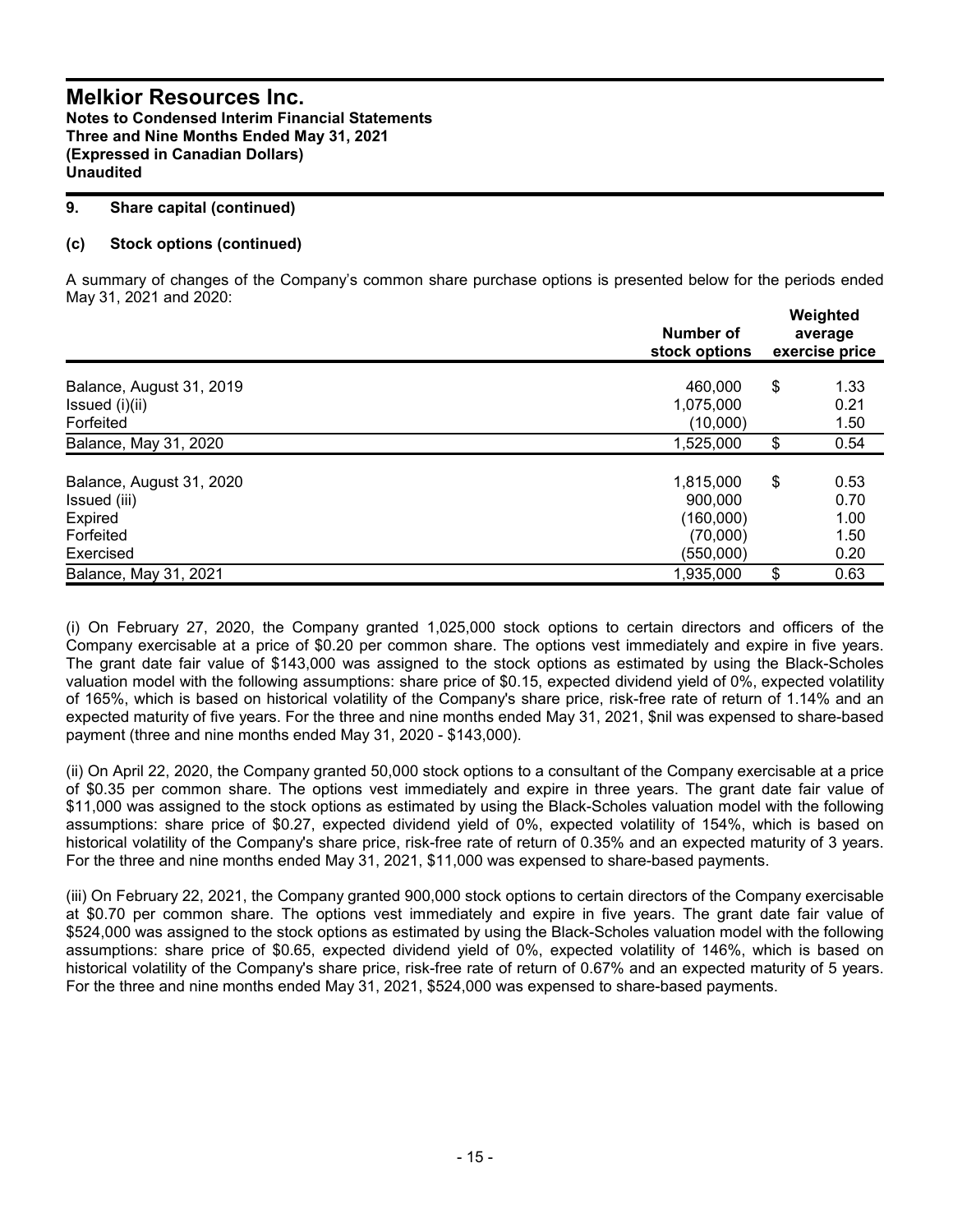# Melkior Resources Inc.

**Notes to Condensed Interim Financial Statements**
**Three and Nine Months Ended May 31, 2021**
**(Expressed in Canadian Dollars)**
**Unaudited**

## 9. Share capital (continued)

### (c) Stock options (continued)

A summary of changes of the Company's common share purchase options is presented below for the periods ended May 31, 2021 and 2020:

| | Number of stock options | Weighted average exercise price |
|---|---|---|
| Balance, August 31, 2019 | 460,000 | $ 1.33 |
| Issued (i)(ii) | 1,075,000 | 0.21 |
| Forfeited | (10,000) | 1.50 |
| Balance, May 31, 2020 | 1,525,000 | $ 0.54 |
| | | |
| Balance, August 31, 2020 | 1,815,000 | $ 0.53 |
| Issued (iii) | 900,000 | 0.70 |
| Expired | (160,000) | 1.00 |
| Forfeited | (70,000) | 1.50 |
| Exercised | (550,000) | 0.20 |
| Balance, May 31, 2021 | 1,935,000 | $ 0.63 |

(i) On February 27, 2020, the Company granted 1,025,000 stock options to certain directors and officers of the Company exercisable at a price of $0.20 per common share. The options vest immediately and expire in five years. The grant date fair value of $143,000 was assigned to the stock options as estimated by using the Black-Scholes valuation model with the following assumptions: share price of $0.15, expected dividend yield of 0%, expected volatility of 165%, which is based on historical volatility of the Company's share price, risk-free rate of return of 1.14% and an expected maturity of five years. For the three and nine months ended May 31, 2021, $nil was expensed to share-based payment (three and nine months ended May 31, 2020 - $143,000).

(ii) On April 22, 2020, the Company granted 50,000 stock options to a consultant of the Company exercisable at a price of $0.35 per common share. The options vest immediately and expire in three years. The grant date fair value of $11,000 was assigned to the stock options as estimated by using the Black-Scholes valuation model with the following assumptions: share price of $0.27, expected dividend yield of 0%, expected volatility of 154%, which is based on historical volatility of the Company's share price, risk-free rate of return of 0.35% and an expected maturity of 3 years. For the three and nine months ended May 31, 2021, $11,000 was expensed to share-based payments.

(iii) On February 22, 2021, the Company granted 900,000 stock options to certain directors of the Company exercisable at $0.70 per common share. The options vest immediately and expire in five years. The grant date fair value of $524,000 was assigned to the stock options as estimated by using the Black-Scholes valuation model with the following assumptions: share price of $0.65, expected dividend yield of 0%, expected volatility of 146%, which is based on historical volatility of the Company's share price, risk-free rate of return of 0.67% and an expected maturity of 5 years. For the three and nine months ended May 31, 2021, $524,000 was expensed to share-based payments.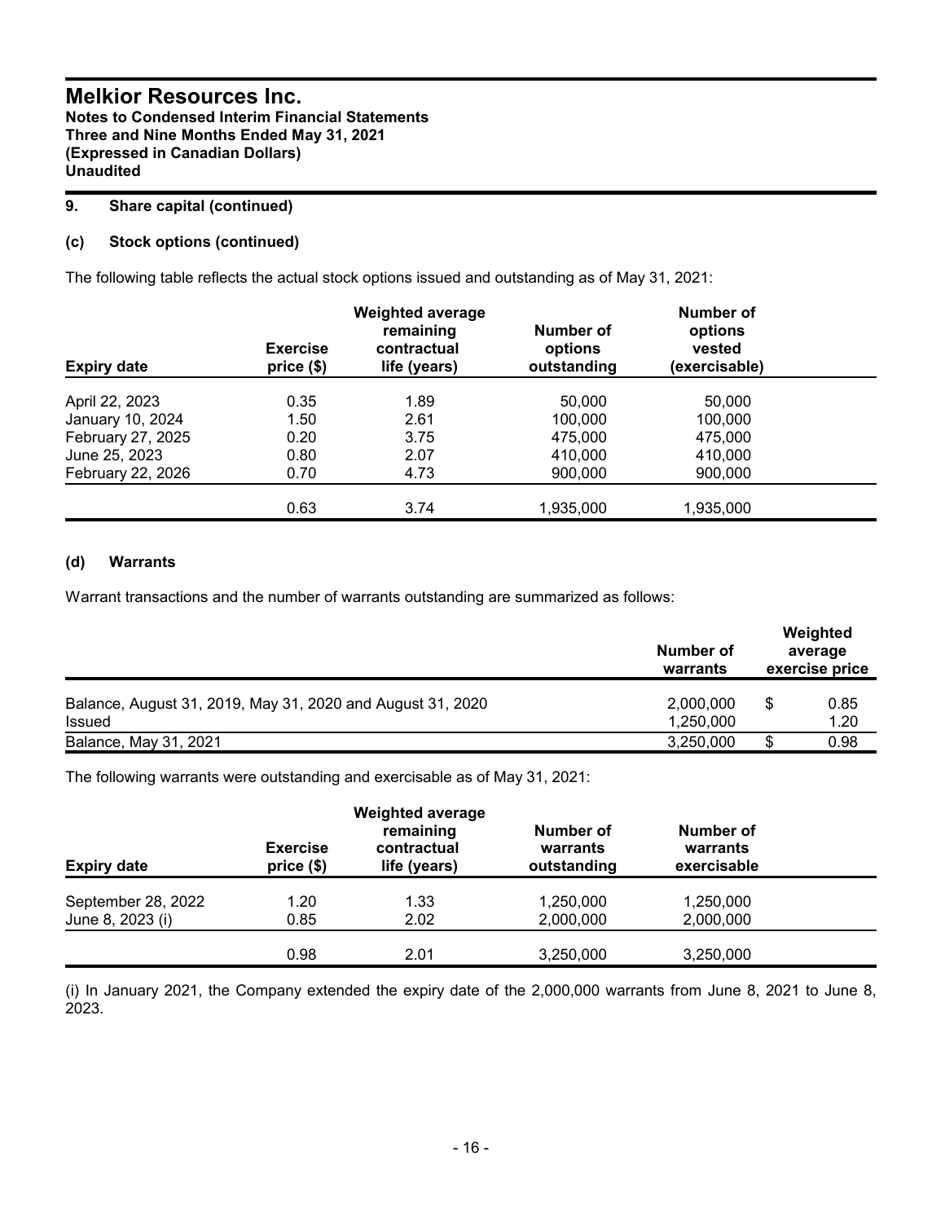# Melkior Resources Inc.

**Notes to Condensed Interim Financial Statements**
**Three and Nine Months Ended May 31, 2021**
**(Expressed in Canadian Dollars)**
**Unaudited**

## 9. Share capital (continued)

### (c) Stock options (continued)

The following table reflects the actual stock options issued and outstanding as of May 31, 2021:

| Expiry date | Exercise price ($) | Weighted average remaining contractual life (years) | Number of options outstanding | Number of options vested (exercisable) |
|---|---|---|---|---|
| April 22, 2023 | 0.35 | 1.89 | 50,000 | 50,000 |
| January 10, 2024 | 1.50 | 2.61 | 100,000 | 100,000 |
| February 27, 2025 | 0.20 | 3.75 | 475,000 | 475,000 |
| June 25, 2023 | 0.80 | 2.07 | 410,000 | 410,000 |
| February 22, 2026 | 0.70 | 4.73 | 900,000 | 900,000 |
| | 0.63 | 3.74 | 1,935,000 | 1,935,000 |

### (d) Warrants

Warrant transactions and the number of warrants outstanding are summarized as follows:

| | Number of warrants | Weighted average exercise price |
|---|---|---|
| Balance, August 31, 2019, May 31, 2020 and August 31, 2020 | 2,000,000 | $ 0.85 |
| Issued | 1,250,000 | 1.20 |
| Balance, May 31, 2021 | 3,250,000 | $ 0.98 |

The following warrants were outstanding and exercisable as of May 31, 2021:

| Expiry date | Exercise price ($) | Weighted average remaining contractual life (years) | Number of warrants outstanding | Number of warrants exercisable |
|---|---|---|---|---|
| September 28, 2022 | 1.20 | 1.33 | 1,250,000 | 1,250,000 |
| June 8, 2023 (i) | 0.85 | 2.02 | 2,000,000 | 2,000,000 |
| | 0.98 | 2.01 | 3,250,000 | 3,250,000 |

(i) In January 2021, the Company extended the expiry date of the 2,000,000 warrants from June 8, 2021 to June 8, 2023.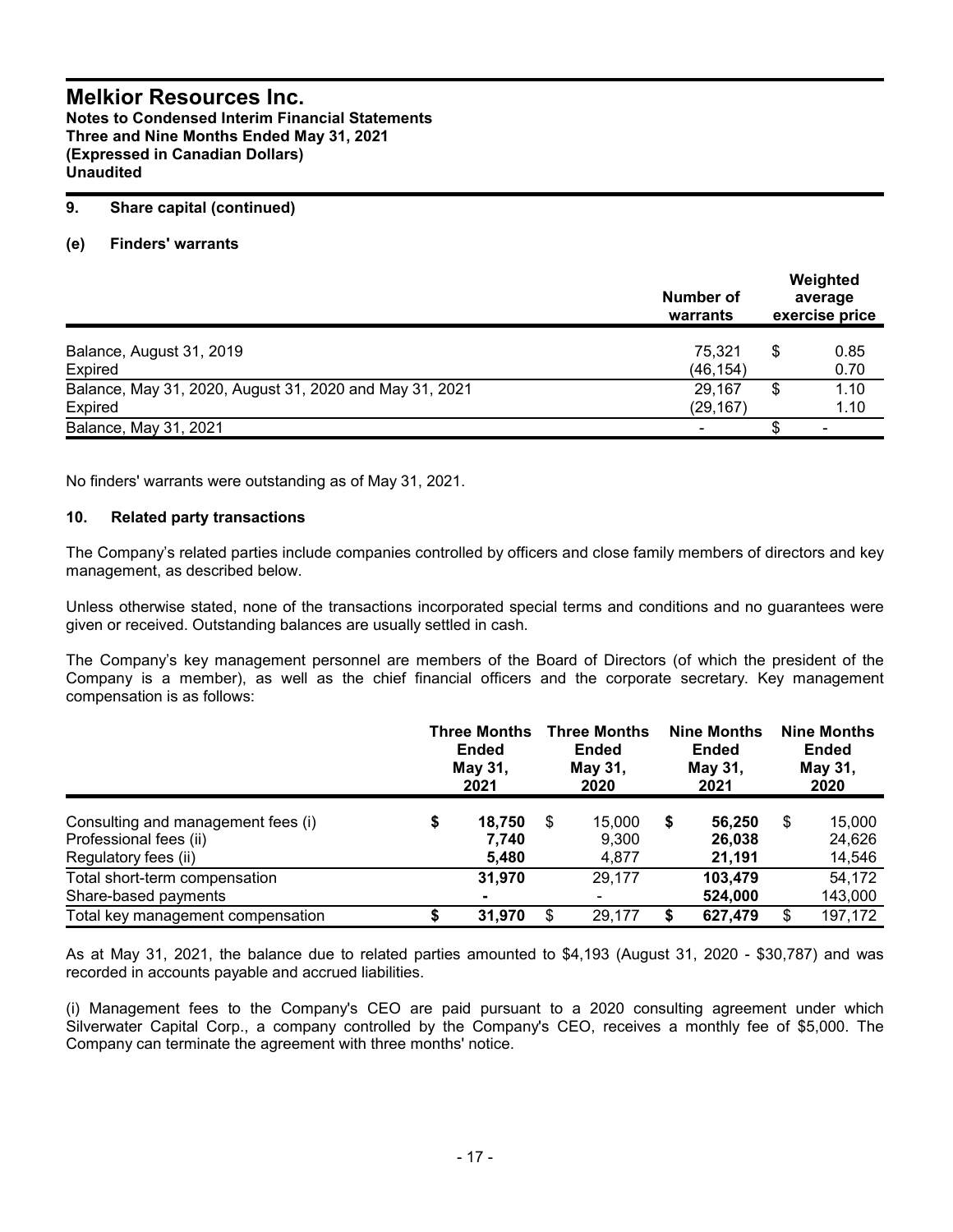# Melkior Resources Inc.

**Notes to Condensed Interim Financial Statements**
**Three and Nine Months Ended May 31, 2021**
**(Expressed in Canadian Dollars)**
**Unaudited**

## 9. Share capital (continued)

### (e) Finders' warrants

| | Number of warrants | Weighted average exercise price |
|---|---|---|
| Balance, August 31, 2019 | 75,321 | $ 0.85 |
| Expired | (46,154) | 0.70 |
| Balance, May 31, 2020, August 31, 2020 and May 31, 2021 | 29,167 | $ 1.10 |
| Expired | (29,167) | 1.10 |
| Balance, May 31, 2021 | - | $ - |

No finders' warrants were outstanding as of May 31, 2021.

## 10. Related party transactions

The Company's related parties include companies controlled by officers and close family members of directors and key management, as described below.

Unless otherwise stated, none of the transactions incorporated special terms and conditions and no guarantees were given or received. Outstanding balances are usually settled in cash.

The Company's key management personnel are members of the Board of Directors (of which the president of the Company is a member), as well as the chief financial officers and the corporate secretary. Key management compensation is as follows:

| | Three Months Ended May 31, 2021 | Three Months Ended May 31, 2020 | Nine Months Ended May 31, 2021 | Nine Months Ended May 31, 2020 |
|---|---|---|---|---|
| Consulting and management fees (i) | $ **18,750** | $ 15,000 | $ **56,250** | $ 15,000 |
| Professional fees (ii) | **7,740** | 9,300 | **26,038** | 24,626 |
| Regulatory fees (ii) | **5,480** | 4,877 | **21,191** | 14,546 |
| Total short-term compensation | **31,970** | 29,177 | **103,479** | 54,172 |
| Share-based payments | **-** | - | **524,000** | 143,000 |
| Total key management compensation | $ **31,970** | $ 29,177 | $ **627,479** | $ 197,172 |

As at May 31, 2021, the balance due to related parties amounted to $4,193 (August 31, 2020 - $30,787) and was recorded in accounts payable and accrued liabilities.

(i) Management fees to the Company's CEO are paid pursuant to a 2020 consulting agreement under which Silverwater Capital Corp., a company controlled by the Company's CEO, receives a monthly fee of $5,000. The Company can terminate the agreement with three months' notice.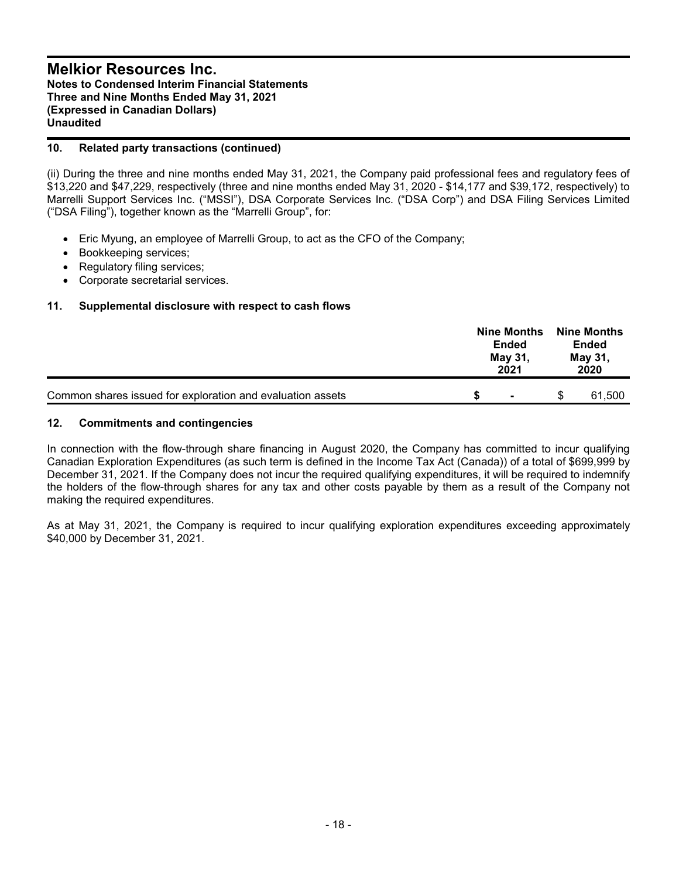# Melkior Resources Inc.

**Notes to Condensed Interim Financial Statements**
**Three and Nine Months Ended May 31, 2021**
**(Expressed in Canadian Dollars)**
**Unaudited**

## 10. Related party transactions (continued)

(ii) During the three and nine months ended May 31, 2021, the Company paid professional fees and regulatory fees of $13,220 and $47,229, respectively (three and nine months ended May 31, 2020 - $14,177 and $39,172, respectively) to Marrelli Support Services Inc. ("MSSI"), DSA Corporate Services Inc. ("DSA Corp") and DSA Filing Services Limited ("DSA Filing"), together known as the "Marrelli Group", for:

- Eric Myung, an employee of Marrelli Group, to act as the CFO of the Company;
- Bookkeeping services;
- Regulatory filing services;
- Corporate secretarial services.

## 11. Supplemental disclosure with respect to cash flows

| | Nine Months Ended May 31, 2021 | Nine Months Ended May 31, 2020 |
|---|---|---|
| Common shares issued for exploration and evaluation assets | $ - | $ 61,500 |

## 12. Commitments and contingencies

In connection with the flow-through share financing in August 2020, the Company has committed to incur qualifying Canadian Exploration Expenditures (as such term is defined in the Income Tax Act (Canada)) of a total of $699,999 by December 31, 2021. If the Company does not incur the required qualifying expenditures, it will be required to indemnify the holders of the flow-through shares for any tax and other costs payable by them as a result of the Company not making the required expenditures.

As at May 31, 2021, the Company is required to incur qualifying exploration expenditures exceeding approximately $40,000 by December 31, 2021.